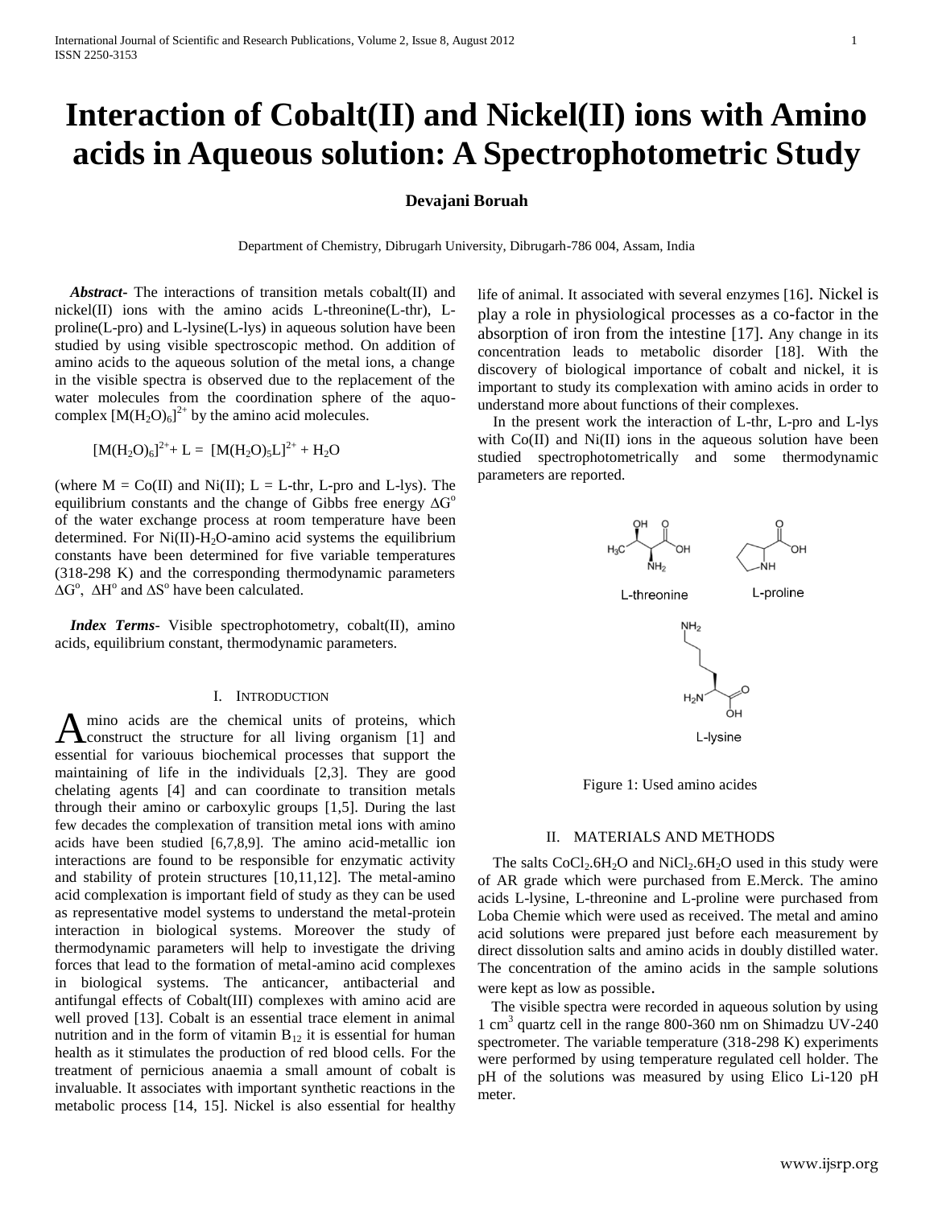# Interaction of Cobalt(II) and Nickel(II) ions with Amino acids in Aqueous solution: A Spectrophotometric Study

**Devajani Boruah**

Department of Chemistry, Dibrugarh University, Dibrugarh-786 004, Assam, India

***Abstract***- The interactions of transition metals cobalt(II) and nickel(II) ions with the amino acids L-threonine(L-thr), L-proline(L-pro) and L-lysine(L-lys) in aqueous solution have been studied by using visible spectroscopic method. On addition of amino acids to the aqueous solution of the metal ions, a change in the visible spectra is observed due to the replacement of the water molecules from the coordination sphere of the aquo-complex $[M(H_2O)_6]^{2+}$ by the amino acid molecules.

$$[M(H_2O)_6]^{2+} + L = [M(H_2O)_5L]^{2+} + H_2O$$

(where M = Co(II) and Ni(II); L = L-thr, L-pro and L-lys). The equilibrium constants and the change of Gibbs free energy $\Delta G^o$ of the water exchange process at room temperature have been determined. For Ni(II)-$H_2O$-amino acid systems the equilibrium constants have been determined for five variable temperatures (318-298 K) and the corresponding thermodynamic parameters $\Delta G^o$, $\Delta H^o$ and $\Delta S^o$ have been calculated.

***Index Terms***- Visible spectrophotometry, cobalt(II), amino acids, equilibrium constant, thermodynamic parameters.

## I. Introduction

Amino acids are the chemical units of proteins, which construct the structure for all living organism [1] and essential for variouus biochemical processes that support the maintaining of life in the individuals [2,3]. They are good chelating agents [4] and can coordinate to transition metals through their amino or carboxylic groups [1,5]. During the last few decades the complexation of transition metal ions with amino acids have been studied [6,7,8,9]. The amino acid-metallic ion interactions are found to be responsible for enzymatic activity and stability of protein structures [10,11,12]. The metal-amino acid complexation is important field of study as they can be used as representative model systems to understand the metal-protein interaction in biological systems. Moreover the study of thermodynamic parameters will help to investigate the driving forces that lead to the formation of metal-amino acid complexes in biological systems. The anticancer, antibacterial and antifungal effects of Cobalt(III) complexes with amino acid are well proved [13]. Cobalt is an essential trace element in animal nutrition and in the form of vitamin $B_{12}$ it is essential for human health as it stimulates the production of red blood cells. For the treatment of pernicious anaemia a small amount of cobalt is invaluable. It associates with important synthetic reactions in the metabolic process [14, 15]. Nickel is also essential for healthy life of animal. It associated with several enzymes [16]. Nickel is play a role in physiological processes as a co-factor in the absorption of iron from the intestine [17]. Any change in its concentration leads to metabolic disorder [18]. With the discovery of biological importance of cobalt and nickel, it is important to study its complexation with amino acids in order to understand more about functions of their complexes.

In the present work the interaction of L-thr, L-pro and L-lys with Co(II) and Ni(II) ions in the aqueous solution have been studied spectrophotometrically and some thermodynamic parameters are reported.

Figure 1: Used amino acides

## II. Materials and Methods

The salts $CoCl_2.6H_2O$ and $NiCl_2.6H_2O$ used in this study were of AR grade which were purchased from E.Merck. The amino acids L-lysine, L-threonine and L-proline were purchased from Loba Chemie which were used as received. The metal and amino acid solutions were prepared just before each measurement by direct dissolution salts and amino acids in doubly distilled water. The concentration of the amino acids in the sample solutions were kept as low as possible.

The visible spectra were recorded in aqueous solution by using 1 $cm^3$ quartz cell in the range 800-360 nm on Shimadzu UV-240 spectrometer. The variable temperature (318-298 K) experiments were performed by using temperature regulated cell holder. The pH of the solutions was measured by using Elico Li-120 pH meter.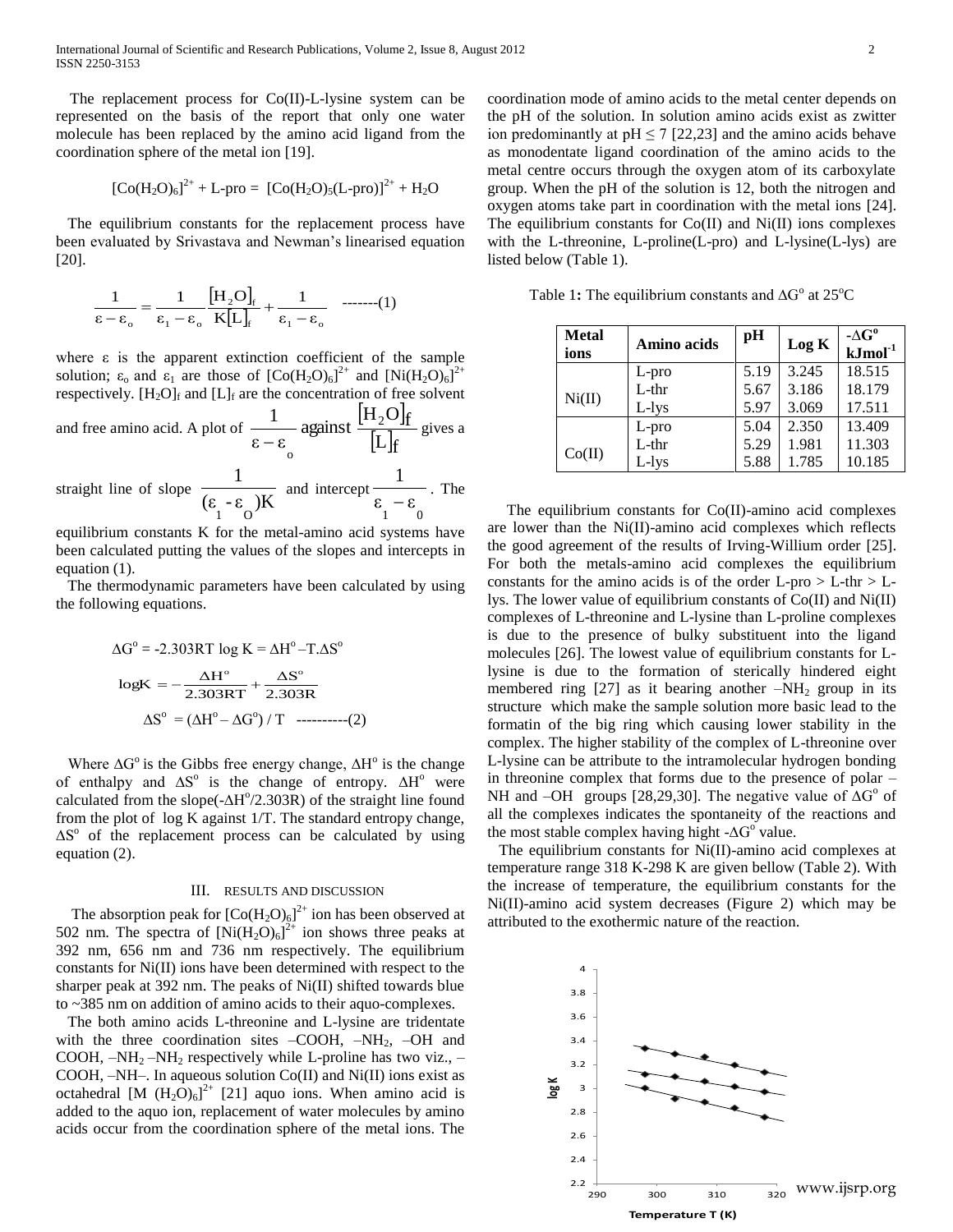The replacement process for Co(II)-L-lysine system can be represented on the basis of the report that only one water molecule has been replaced by the amino acid ligand from the coordination sphere of the metal ion [19].

$$[Co(H_2O)_6]^{2+} + \text{L-pro} = [Co(H_2O)_5(\text{L-pro})]^{2+} + H_2O$$

The equilibrium constants for the replacement process have been evaluated by Srivastava and Newman's linearised equation [20].

$$\frac{1}{\varepsilon - \varepsilon_o} = \frac{1}{\varepsilon_1 - \varepsilon_o}\frac{[H_2O]_f}{K[L]_f} + \frac{1}{\varepsilon_1 - \varepsilon_o} \quad \text{-------(1)}$$

where $\varepsilon$ is the apparent extinction coefficient of the sample solution; $\varepsilon_o$ and $\varepsilon_1$ are those of $[Co(H_2O)_6]^{2+}$ and $[Ni(H_2O)_6]^{2+}$ respectively. $[H_2O]_f$ and $[L]_f$ are the concentration of free solvent and free amino acid. A plot of $\frac{1}{\varepsilon - \varepsilon_o}$ against $\frac{[H_2O]_f}{[L]_f}$ gives a straight line of slope $\frac{1}{(\varepsilon_1 - \varepsilon_O)K}$ and intercept $\frac{1}{\varepsilon_1 - \varepsilon_0}$. The equilibrium constants K for the metal-amino acid systems have been calculated putting the values of the slopes and intercepts in equation (1).

The thermodynamic parameters have been calculated by using the following equations.

$$\Delta G^o = -2.303RT \log K = \Delta H^o - T.\Delta S^o$$

$$\log K = -\frac{\Delta H^o}{2.303RT} + \frac{\Delta S^o}{2.303R}$$

$$\Delta S^o = (\Delta H^o - \Delta G^o) / T \quad \text{----------(2)}$$

Where $\Delta G^o$ is the Gibbs free energy change, $\Delta H^o$ is the change of enthalpy and $\Delta S^o$ is the change of entropy. $\Delta H^o$ were calculated from the slope($-\Delta H^o/2.303R$) of the straight line found from the plot of log K against 1/T. The standard entropy change, $\Delta S^o$ of the replacement process can be calculated by using equation (2).

## III. Results and Discussion

The absorption peak for $[Co(H_2O)_6]^{2+}$ ion has been observed at 502 nm. The spectra of $[Ni(H_2O)_6]^{2+}$ ion shows three peaks at 392 nm, 656 nm and 736 nm respectively. The equilibrium constants for Ni(II) ions have been determined with respect to the sharper peak at 392 nm. The peaks of Ni(II) shifted towards blue to ~385 nm on addition of amino acids to their aquo-complexes.

The both amino acids L-threonine and L-lysine are tridentate with the three coordination sites –COOH, $-NH_2$, –OH and COOH, $-NH_2$ $-NH_2$ respectively while L-proline has two viz., –COOH, –NH–. In aqueous solution Co(II) and Ni(II) ions exist as octahedral $[M(H_2O)_6]^{2+}$ [21] aquo ions. When amino acid is added to the aquo ion, replacement of water molecules by amino acids occur from the coordination sphere of the metal ions. The coordination mode of amino acids to the metal center depends on the pH of the solution. In solution amino acids exist as zwitter ion predominantly at pH ≤ 7 [22,23] and the amino acids behave as monodentate ligand coordination of the amino acids to the metal centre occurs through the oxygen atom of its carboxylate group. When the pH of the solution is 12, both the nitrogen and oxygen atoms take part in coordination with the metal ions [24]. The equilibrium constants for Co(II) and Ni(II) ions complexes with the L-threonine, L-proline(L-pro) and L-lysine(L-lys) are listed below (Table 1).

Table 1: The equilibrium constants and $\Delta G^o$ at 25°C

| Metal ions | Amino acids | pH | Log K | $-\Delta G^o$ $kJmol^{-1}$ |
|---|---|---|---|---|
| Ni(II) | L-pro | 5.19 | 3.245 | 18.515 |
| | L-thr | 5.67 | 3.186 | 18.179 |
| | L-lys | 5.97 | 3.069 | 17.511 |
| Co(II) | L-pro | 5.04 | 2.350 | 13.409 |
| | L-thr | 5.29 | 1.981 | 11.303 |
| | L-lys | 5.88 | 1.785 | 10.185 |

The equilibrium constants for Co(II)-amino acid complexes are lower than the Ni(II)-amino acid complexes which reflects the good agreement of the results of Irving-Willium order [25]. For both the metals-amino acid complexes the equilibrium constants for the amino acids is of the order L-pro > L-thr > L-lys. The lower value of equilibrium constants of Co(II) and Ni(II) complexes of L-threonine and L-lysine than L-proline complexes is due to the presence of bulky substituent into the ligand molecules [26]. The lowest value of equilibrium constants for L-lysine is due to the formation of sterically hindered eight membered ring [27] as it bearing another $-NH_2$ group in its structure which make the sample solution more basic lead to the formatin of the big ring which causing lower stability in the complex. The higher stability of the complex of L-threonine over L-lysine can be attribute to the intramolecular hydrogen bonding in threonine complex that forms due to the presence of polar –NH and –OH groups [28,29,30]. The negative value of $\Delta G^o$ of all the complexes indicates the spontaneity of the reactions and the most stable complex having hight $-\Delta G^o$ value.

The equilibrium constants for Ni(II)-amino acid complexes at temperature range 318 K-298 K are given bellow (Table 2). With the increase of temperature, the equilibrium constants for the Ni(II)-amino acid system decreases (Figure 2) which may be attributed to the exothermic nature of the reaction.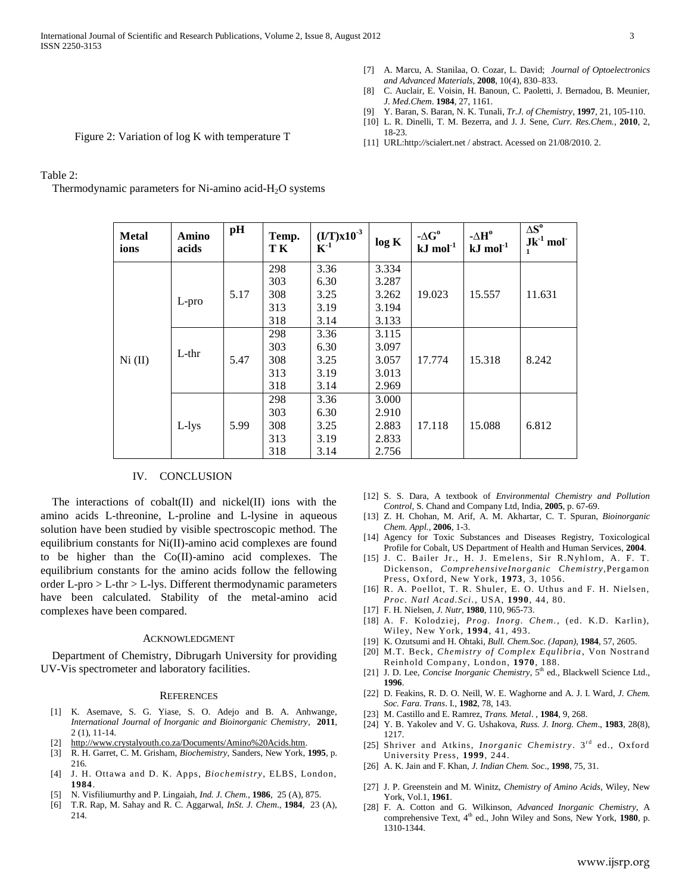Figure 2: Variation of log K with temperature T

Table 2:

Thermodynamic parameters for Ni-amino acid-$H_2O$ systems

| Metal ions | Amino acids | pH | Temp. T K | $(I/T)x10^{-3}$ $K^{-1}$ | log K | $-\Delta G^o$ kJ $mol^{-1}$ | $-\Delta H^o$ kJ $mol^{-1}$ | $\Delta S^o$ $Jk^{-1}$ $mol^{-1}$ |
|---|---|---|---|---|---|---|---|---|
| Ni (II) | L-pro | 5.17 | 298<br>303<br>308<br>313<br>318 | 3.36<br>6.30<br>3.25<br>3.19<br>3.14 | 3.334<br>3.287<br>3.262<br>3.194<br>3.133 | 19.023 | 15.557 | 11.631 |
| | L-thr | 5.47 | 298<br>303<br>308<br>313<br>318 | 3.36<br>6.30<br>3.25<br>3.19<br>3.14 | 3.115<br>3.097<br>3.057<br>3.013<br>2.969 | 17.774 | 15.318 | 8.242 |
| | L-lys | 5.99 | 298<br>303<br>308<br>313<br>318 | 3.36<br>6.30<br>3.25<br>3.19<br>3.14 | 3.000<br>2.910<br>2.883<br>2.833<br>2.756 | 17.118 | 15.088 | 6.812 |

## IV. CONCLUSION

The interactions of cobalt(II) and nickel(II) ions with the amino acids L-threonine, L-proline and L-lysine in aqueous solution have been studied by visible spectroscopic method. The equilibrium constants for Ni(II)-amino acid complexes are found to be higher than the Co(II)-amino acid complexes. The equilibrium constants for the amino acids follow the fellowing order L-pro > L-thr > L-lys. Different thermodynamic parameters have been calculated. Stability of the metal-amino acid complexes have been compared.

### ACKNOWLEDGMENT

Department of Chemistry, Dibrugarh University for providing UV-Vis spectrometer and laboratory facilities.

### REFERENCES

[1] K. Asemave, S. G. Yiase, S. O. Adejo and B. A. Anhwange, *International Journal of Inorganic and Bioinorganic Chemistry*, **2011**, 2 (1), 11-14.

[2] http://www.crystalyouth.co.za/Documents/Amino%20Acids.htm.

[3] R. H. Garret, C. M. Grisham, *Biochemistry*, Sanders, New York, **1995**, p. 216.

[4] J. H. Ottawa and D. K. Apps, *Biochemistry*, ELBS, London, **1984**.

[5] N. Visfiliumurthy and P. Lingaiah, *Ind. J. Chem.*, **1986**, 25 (A), 875.

[6] T.R. Rap, M. Sahay and R. C. Aggarwal, *InSt. J. Chem*., **1984**, 23 (A), 214.

[7] A. Marcu, A. Stanilaa, O. Cozar, L. David; *Journal of Optoelectronics and Advanced Materials*, **2008**, 10(4), 830–833.

[8] C. Auclair, E. Voisin, H. Banoun, C. Paoletti, J. Bernadou, B. Meunier, *J. Med.Chem*. **1984**, 27, 1161.

[9] Y. Baran, S. Baran, N. K. Tunali, *Tr.J. of Chemistry*, **1997**, 21, 105-110.

[10] L. R. Dinelli, T. M. Bezerra, and J. J. Sene, *Curr. Res.Chem.*, **2010**, 2, 18-23.

[11] URL:http://scialert.net / abstract. Acessed on 21/08/2010. 2.

[12] S. S. Dara, A textbook of *Environmental Chemistry and Pollution Control*, S. Chand and Company Ltd, India, **2005**, p. 67-69.

[13] Z. H. Chohan, M. Arif, A. M. Akhartar, C. T. Spuran, *Bioinorganic Chem. Appl.*, **2006**, 1-3.

[14] Agency for Toxic Substances and Diseases Registry, Toxicological Profile for Cobalt, US Department of Health and Human Services, **2004**.

[15] J. C. Bailer Jr., H. J. Emelens, Sir R.Nyhlom, A. F. T. Dickenson, *ComprehensiveInorganic Chemistry*,Pergamon Press, Oxford, New York, **1973**, 3, 1056.

[16] R. A. Poellot, T. R. Shuler, E. O. Uthus and F. H. Nielsen, *Proc. Natl Acad.Sci.*, USA, **1990**, 44, 80.

[17] F. H. Nielsen, *J. Nutr*, **1980**, 110, 965-73.

[18] A. F. Kolodziej, *Prog. Inorg. Chem.*, (ed. K.D. Karlin), Wiley, New York, **1994**, 41, 493.

[19] K. Ozutsumi and H. Ohtaki, *Bull. Chem.Soc. (Japan)*, **1984**, 57, 2605.

[20] M.T. Beck, *Chemistry of Complex Equlibria*, Von Nostrand Reinhold Company, London, **1970**, 188.

[21] J. D. Lee, *Concise Inorganic Chemistry*, 5th ed., Blackwell Science Ltd., **1996**.

[22] D. Feakins, R. D. O. Neill, W. E. Waghorne and A. J. I. Ward, *J. Chem. Soc. Fara. Trans*. I., **1982**, 78, 143.

[23] M. Castillo and E. Ramrez, *Trans. Metal.* , **1984**, 9, 268.

[24] Y. B. Yakolev and V. G. Ushakova, *Russ. J. Inorg. Chem*., **1983**, 28(8), 1217.

[25] Shriver and Atkins, *Inorganic Chemistry*. 3rd ed., Oxford University Press, **1999**, 244.

[26] A. K. Jain and F. Khan, *J. Indian Chem. Soc*., **1998**, 75, 31.

[27] J. P. Greenstein and M. Winitz, *Chemistry of Amino Acids*, Wiley, New York, Vol.1, **1961**.

[28] F. A. Cotton and G. Wilkinson, *Advanced Inorganic Chemistry*, A comprehensive Text, 4th ed., John Wiley and Sons, New York, **1980**, p. 1310-1344.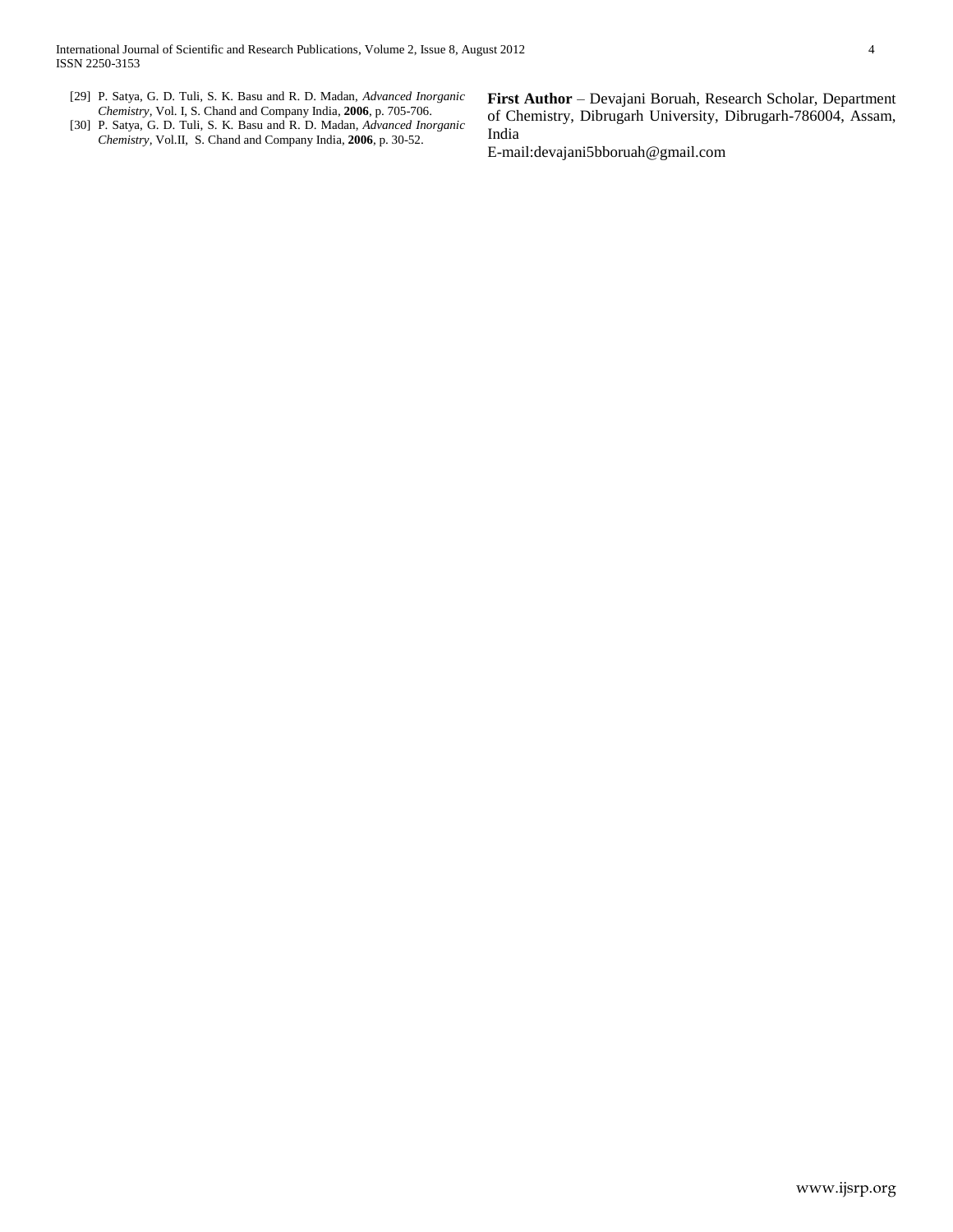[29] P. Satya, G. D. Tuli, S. K. Basu and R. D. Madan, *Advanced Inorganic Chemistry*, Vol. I, S. Chand and Company India, **2006**, p. 705-706.

[30] P. Satya, G. D. Tuli, S. K. Basu and R. D. Madan, *Advanced Inorganic Chemistry*, Vol.II, S. Chand and Company India, **2006**, p. 30-52.

**First Author** – Devajani Boruah, Research Scholar, Department of Chemistry, Dibrugarh University, Dibrugarh-786004, Assam, India
E-mail:devajani5bboruah@gmail.com